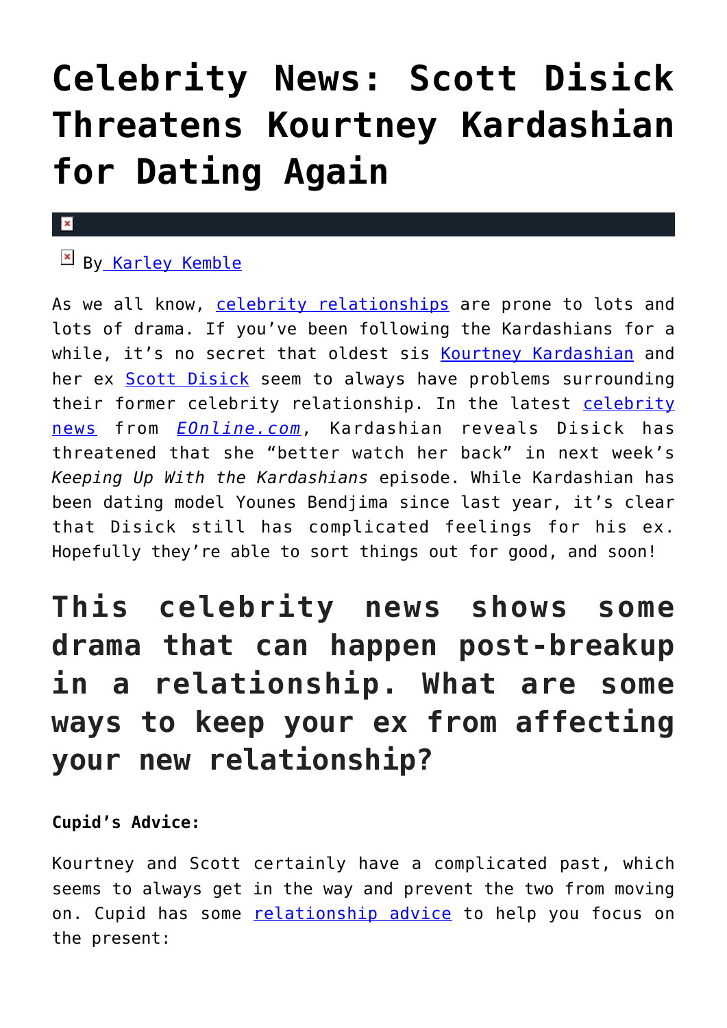# Celebrity News: Scott Disick Threatens Kourtney Kardashian for Dating Again

By Karley Kemble

As we all know, celebrity relationships are prone to lots and lots of drama. If you've been following the Kardashians for a while, it's no secret that oldest sis Kourtney Kardashian and her ex Scott Disick seem to always have problems surrounding their former celebrity relationship. In the latest celebrity news from *EOnline.com*, Kardashian reveals Disick has threatened that she "better watch her back" in next week's *Keeping Up With the Kardashians* episode. While Kardashian has been dating model Younes Bendjima since last year, it's clear that Disick still has complicated feelings for his ex. Hopefully they're able to sort things out for good, and soon!

## This celebrity news shows some drama that can happen post-breakup in a relationship. What are some ways to keep your ex from affecting your new relationship?

**Cupid's Advice:**

Kourtney and Scott certainly have a complicated past, which seems to always get in the way and prevent the two from moving on. Cupid has some relationship advice to help you focus on the present: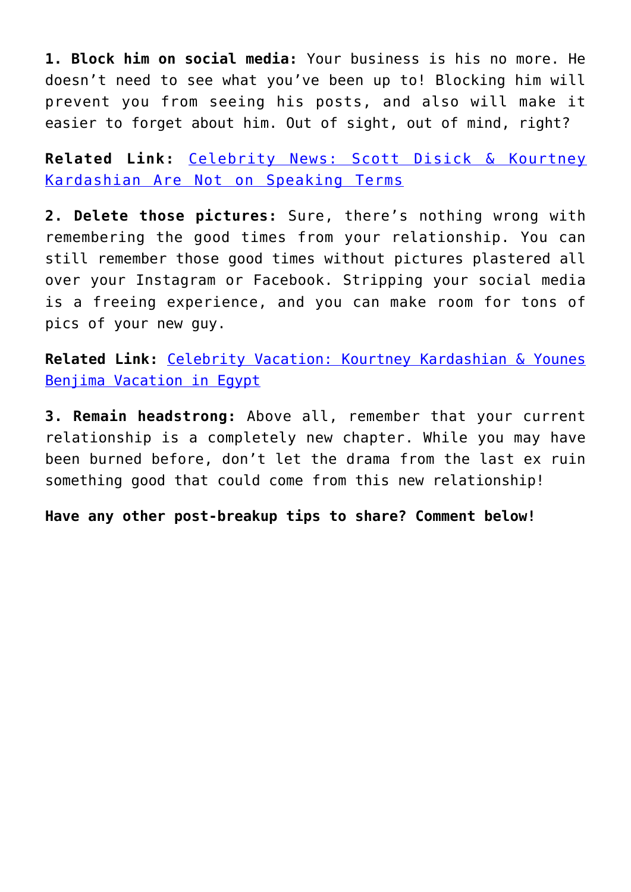**1. Block him on social media:** Your business is his no more. He doesn't need to see what you've been up to! Blocking him will prevent you from seeing his posts, and also will make it easier to forget about him. Out of sight, out of mind, right?

**Related Link:** Celebrity News: Scott Disick & Kourtney Kardashian Are Not on Speaking Terms

**2. Delete those pictures:** Sure, there's nothing wrong with remembering the good times from your relationship. You can still remember those good times without pictures plastered all over your Instagram or Facebook. Stripping your social media is a freeing experience, and you can make room for tons of pics of your new guy.

**Related Link:** Celebrity Vacation: Kourtney Kardashian & Younes Benjima Vacation in Egypt

**3. Remain headstrong:** Above all, remember that your current relationship is a completely new chapter. While you may have been burned before, don't let the drama from the last ex ruin something good that could come from this new relationship!

**Have any other post-breakup tips to share? Comment below!**